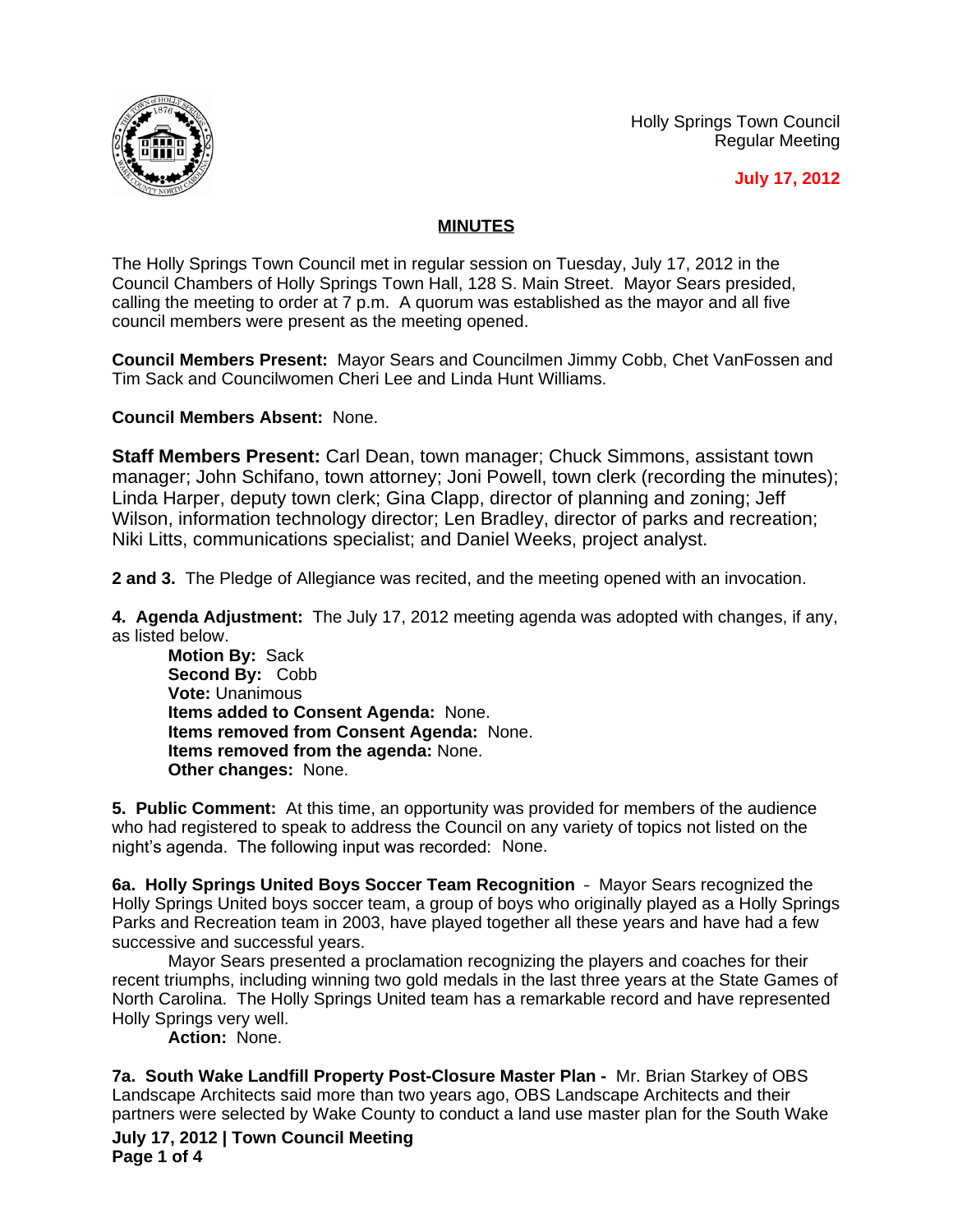Holly Springs Town Council
Regular Meeting

**July 17, 2012**

## MINUTES

The Holly Springs Town Council met in regular session on Tuesday, July 17, 2012 in the Council Chambers of Holly Springs Town Hall, 128 S. Main Street. Mayor Sears presided, calling the meeting to order at 7 p.m. A quorum was established as the mayor and all five council members were present as the meeting opened.

**Council Members Present:** Mayor Sears and Councilmen Jimmy Cobb, Chet VanFossen and Tim Sack and Councilwomen Cheri Lee and Linda Hunt Williams.

**Council Members Absent:** None.

**Staff Members Present:** Carl Dean, town manager; Chuck Simmons, assistant town manager; John Schifano, town attorney; Joni Powell, town clerk (recording the minutes); Linda Harper, deputy town clerk; Gina Clapp, director of planning and zoning; Jeff Wilson, information technology director; Len Bradley, director of parks and recreation; Niki Litts, communications specialist; and Daniel Weeks, project analyst.

**2 and 3.** The Pledge of Allegiance was recited, and the meeting opened with an invocation.

**4. Agenda Adjustment:** The July 17, 2012 meeting agenda was adopted with changes, if any, as listed below.

**Motion By:** Sack
**Second By:** Cobb
**Vote:** Unanimous
**Items added to Consent Agenda:** None.
**Items removed from Consent Agenda:** None.
**Items removed from the agenda:** None.
**Other changes:** None.

**5. Public Comment:** At this time, an opportunity was provided for members of the audience who had registered to speak to address the Council on any variety of topics not listed on the night's agenda. The following input was recorded: None.

**6a. Holly Springs United Boys Soccer Team Recognition** – Mayor Sears recognized the Holly Springs United boys soccer team, a group of boys who originally played as a Holly Springs Parks and Recreation team in 2003, have played together all these years and have had a few successive and successful years.

Mayor Sears presented a proclamation recognizing the players and coaches for their recent triumphs, including winning two gold medals in the last three years at the State Games of North Carolina. The Holly Springs United team has a remarkable record and have represented Holly Springs very well.

**Action:** None.

**7a. South Wake Landfill Property Post-Closure Master Plan -** Mr. Brian Starkey of OBS Landscape Architects said more than two years ago, OBS Landscape Architects and their partners were selected by Wake County to conduct a land use master plan for the South Wake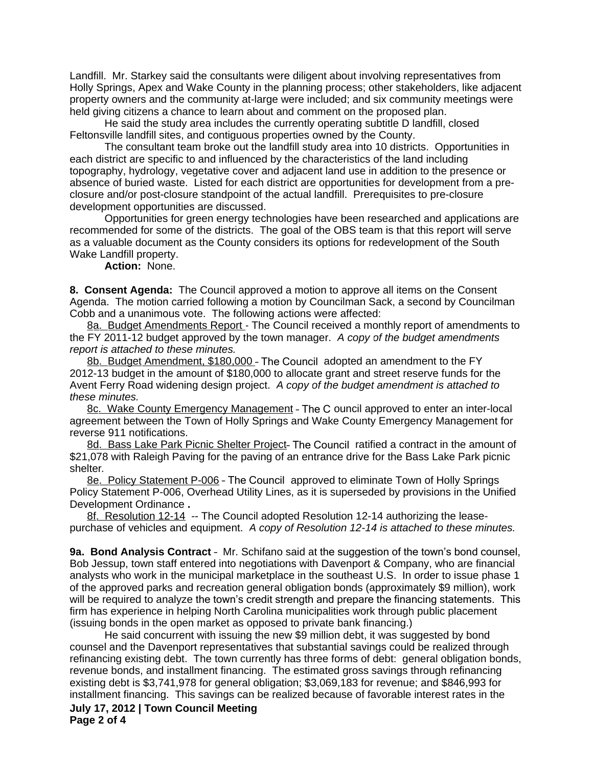Landfill. Mr. Starkey said the consultants were diligent about involving representatives from Holly Springs, Apex and Wake County in the planning process; other stakeholders, like adjacent property owners and the community at-large were included; and six community meetings were held giving citizens a chance to learn about and comment on the proposed plan.

He said the study area includes the currently operating subtitle D landfill, closed Feltonsville landfill sites, and contiguous properties owned by the County.

The consultant team broke out the landfill study area into 10 districts. Opportunities in each district are specific to and influenced by the characteristics of the land including topography, hydrology, vegetative cover and adjacent land use in addition to the presence or absence of buried waste. Listed for each district are opportunities for development from a pre-closure and/or post-closure standpoint of the actual landfill. Prerequisites to pre-closure development opportunities are discussed.

Opportunities for green energy technologies have been researched and applications are recommended for some of the districts. The goal of the OBS team is that this report will serve as a valuable document as the County considers its options for redevelopment of the South Wake Landfill property.

**Action:** None.

**8. Consent Agenda:** The Council approved a motion to approve all items on the Consent Agenda. The motion carried following a motion by Councilman Sack, a second by Councilman Cobb and a unanimous vote. The following actions were affected:

8a. Budget Amendments Report - The Council received a monthly report of amendments to the FY 2011-12 budget approved by the town manager. *A copy of the budget amendments report is attached to these minutes.*

8b. Budget Amendment, $180,000 - The Council adopted an amendment to the FY 2012-13 budget in the amount of $180,000 to allocate grant and street reserve funds for the Avent Ferry Road widening design project. *A copy of the budget amendment is attached to these minutes.*

8c. Wake County Emergency Management - The Council approved to enter an inter-local agreement between the Town of Holly Springs and Wake County Emergency Management for reverse 911 notifications.

8d. Bass Lake Park Picnic Shelter Project- The Council ratified a contract in the amount of $21,078 with Raleigh Paving for the paving of an entrance drive for the Bass Lake Park picnic shelter.

8e. Policy Statement P-006 - The Council approved to eliminate Town of Holly Springs Policy Statement P-006, Overhead Utility Lines, as it is superseded by provisions in the Unified Development Ordinance **.**

8f. Resolution 12-14 -- The Council adopted Resolution 12-14 authorizing the lease-purchase of vehicles and equipment. *A copy of Resolution 12-14 is attached to these minutes.*

**9a. Bond Analysis Contract** - Mr. Schifano said at the suggestion of the town's bond counsel, Bob Jessup, town staff entered into negotiations with Davenport & Company, who are financial analysts who work in the municipal marketplace in the southeast U.S. In order to issue phase 1 of the approved parks and recreation general obligation bonds (approximately $9 million), work will be required to analyze the town's credit strength and prepare the financing statements. This firm has experience in helping North Carolina municipalities work through public placement (issuing bonds in the open market as opposed to private bank financing.)

He said concurrent with issuing the new $9 million debt, it was suggested by bond counsel and the Davenport representatives that substantial savings could be realized through refinancing existing debt. The town currently has three forms of debt: general obligation bonds, revenue bonds, and installment financing. The estimated gross savings through refinancing existing debt is $3,741,978 for general obligation; $3,069,183 for revenue; and $846,993 for installment financing. This savings can be realized because of favorable interest rates in the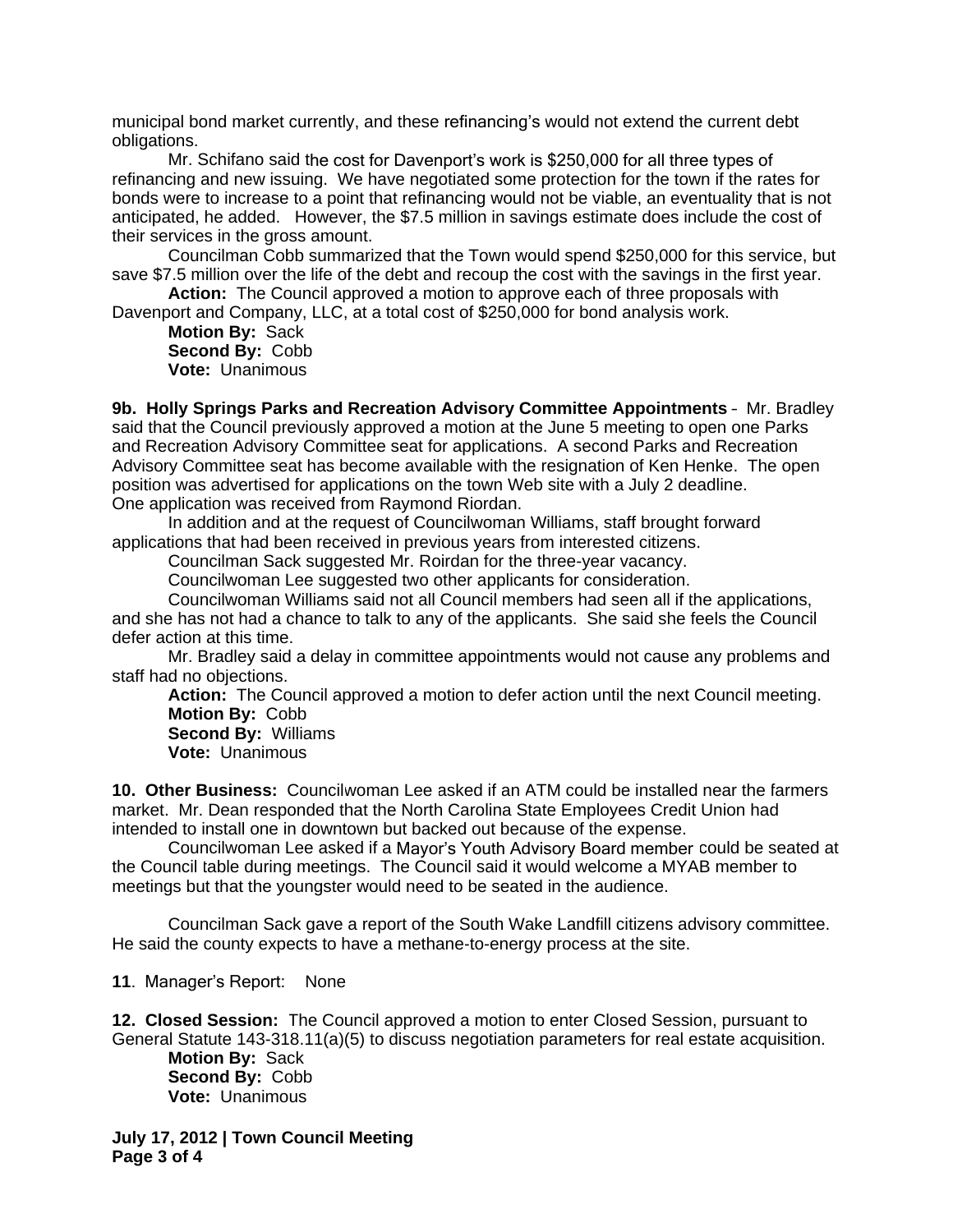municipal bond market currently, and these refinancing's would not extend the current debt obligations.

Mr. Schifano said the cost for Davenport's work is $250,000 for all three types of refinancing and new issuing. We have negotiated some protection for the town if the rates for bonds were to increase to a point that refinancing would not be viable, an eventuality that is not anticipated, he added. However, the $7.5 million in savings estimate does include the cost of their services in the gross amount.

Councilman Cobb summarized that the Town would spend $250,000 for this service, but save $7.5 million over the life of the debt and recoup the cost with the savings in the first year.

**Action:** The Council approved a motion to approve each of three proposals with Davenport and Company, LLC, at a total cost of $250,000 for bond analysis work.

**Motion By:** Sack
**Second By:** Cobb
**Vote:** Unanimous

**9b. Holly Springs Parks and Recreation Advisory Committee Appointments** - Mr. Bradley said that the Council previously approved a motion at the June 5 meeting to open one Parks and Recreation Advisory Committee seat for applications. A second Parks and Recreation Advisory Committee seat has become available with the resignation of Ken Henke. The open position was advertised for applications on the town Web site with a July 2 deadline. One application was received from Raymond Riordan.

In addition and at the request of Councilwoman Williams, staff brought forward applications that had been received in previous years from interested citizens.

Councilman Sack suggested Mr. Roirdan for the three-year vacancy.

Councilwoman Lee suggested two other applicants for consideration.

Councilwoman Williams said not all Council members had seen all if the applications, and she has not had a chance to talk to any of the applicants. She said she feels the Council defer action at this time.

Mr. Bradley said a delay in committee appointments would not cause any problems and staff had no objections.

**Action:** The Council approved a motion to defer action until the next Council meeting.
**Motion By:** Cobb
**Second By:** Williams
**Vote:** Unanimous

**10. Other Business:** Councilwoman Lee asked if an ATM could be installed near the farmers market. Mr. Dean responded that the North Carolina State Employees Credit Union had intended to install one in downtown but backed out because of the expense.

Councilwoman Lee asked if a Mayor's Youth Advisory Board member could be seated at the Council table during meetings. The Council said it would welcome a MYAB member to meetings but that the youngster would need to be seated in the audience.

Councilman Sack gave a report of the South Wake Landfill citizens advisory committee. He said the county expects to have a methane-to-energy process at the site.

**11**. Manager's Report: None

**12. Closed Session:** The Council approved a motion to enter Closed Session, pursuant to General Statute 143-318.11(a)(5) to discuss negotiation parameters for real estate acquisition.
**Motion By:** Sack
**Second By:** Cobb
**Vote:** Unanimous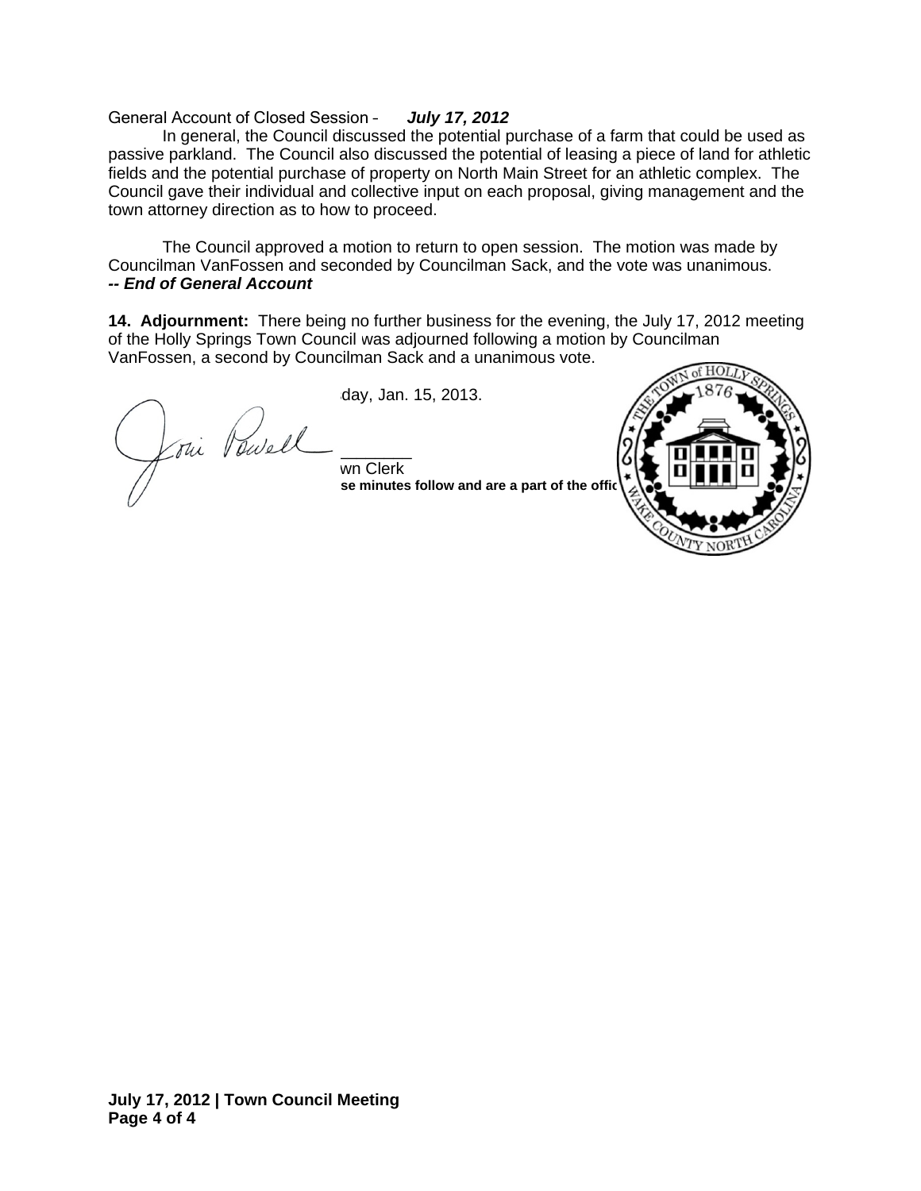General Account of Closed Session – ***July 17, 2012***

In general, the Council discussed the potential purchase of a farm that could be used as passive parkland. The Council also discussed the potential of leasing a piece of land for athletic fields and the potential purchase of property on North Main Street for an athletic complex. The Council gave their individual and collective input on each proposal, giving management and the town attorney direction as to how to proceed.

The Council approved a motion to return to open session. The motion was made by Councilman VanFossen and seconded by Councilman Sack, and the vote was unanimous.

***-- End of General Account***

**14. Adjournment:** There being no further business for the evening, the July 17, 2012 meeting of the Holly Springs Town Council was adjourned following a motion by Councilman VanFossen, a second by Councilman Sack and a unanimous vote.

day, Jan. 15, 2013.

\_\_\_\_\_\_\_\_
wn Clerk

**se minutes follow and are a part of the offic**